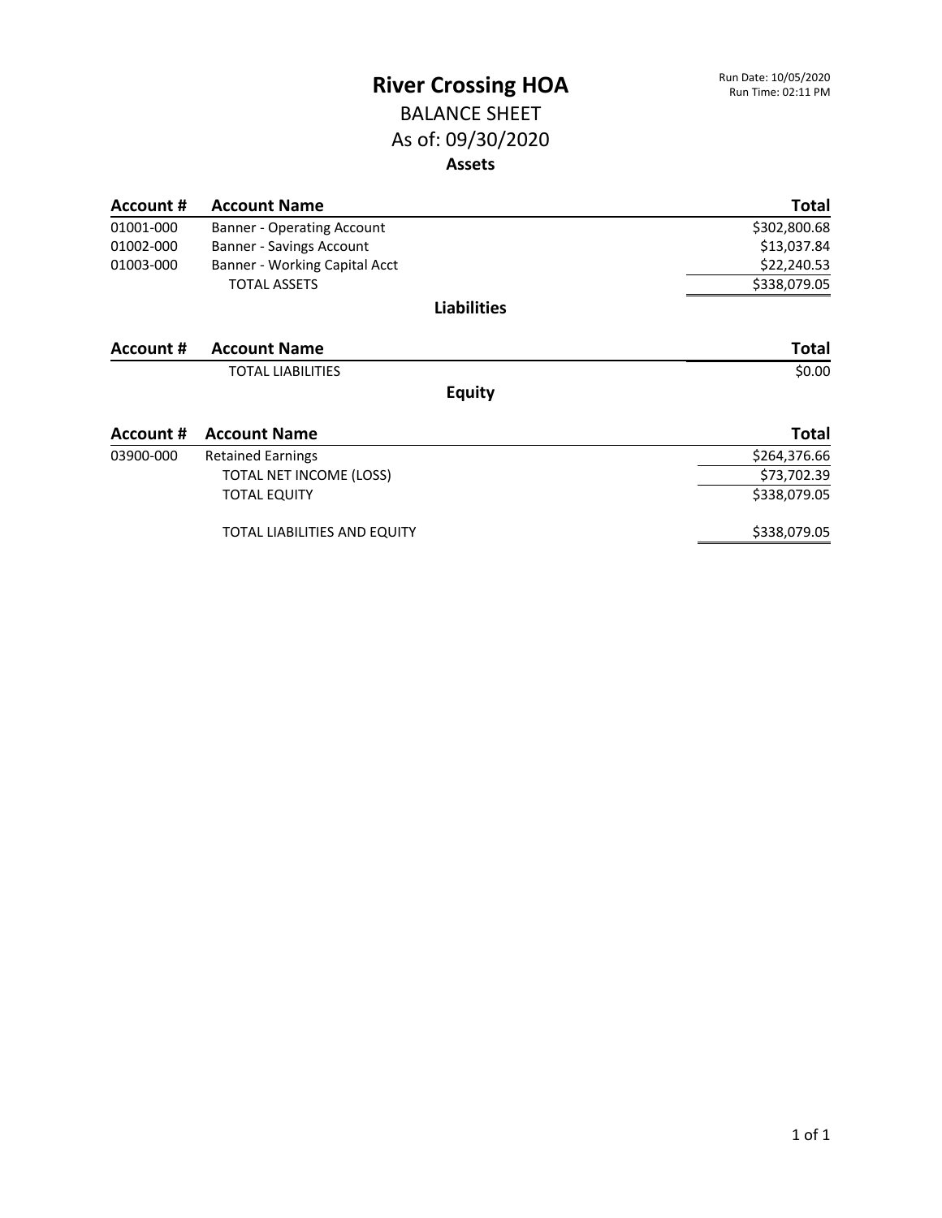# River Crossing HOA

Run Date: 10/05/2020
Run Time: 02:11 PM

## BALANCE SHEET

## As of: 09/30/2020

### Assets

| Account # | Account Name | Total |
|---|---|---|
| 01001-000 | Banner - Operating Account | $302,800.68 |
| 01002-000 | Banner - Savings Account | $13,037.84 |
| 01003-000 | Banner - Working Capital Acct | $22,240.53 |
| | TOTAL ASSETS | $338,079.05 |

### Liabilities

| Account # | Account Name | Total |
|---|---|---|
| | TOTAL LIABILITIES | $0.00 |

### Equity

| Account # | Account Name | Total |
|---|---|---|
| 03900-000 | Retained Earnings | $264,376.66 |
| | TOTAL NET INCOME (LOSS) | $73,702.39 |
| | TOTAL EQUITY | $338,079.05 |
| | TOTAL LIABILITIES AND EQUITY | $338,079.05 |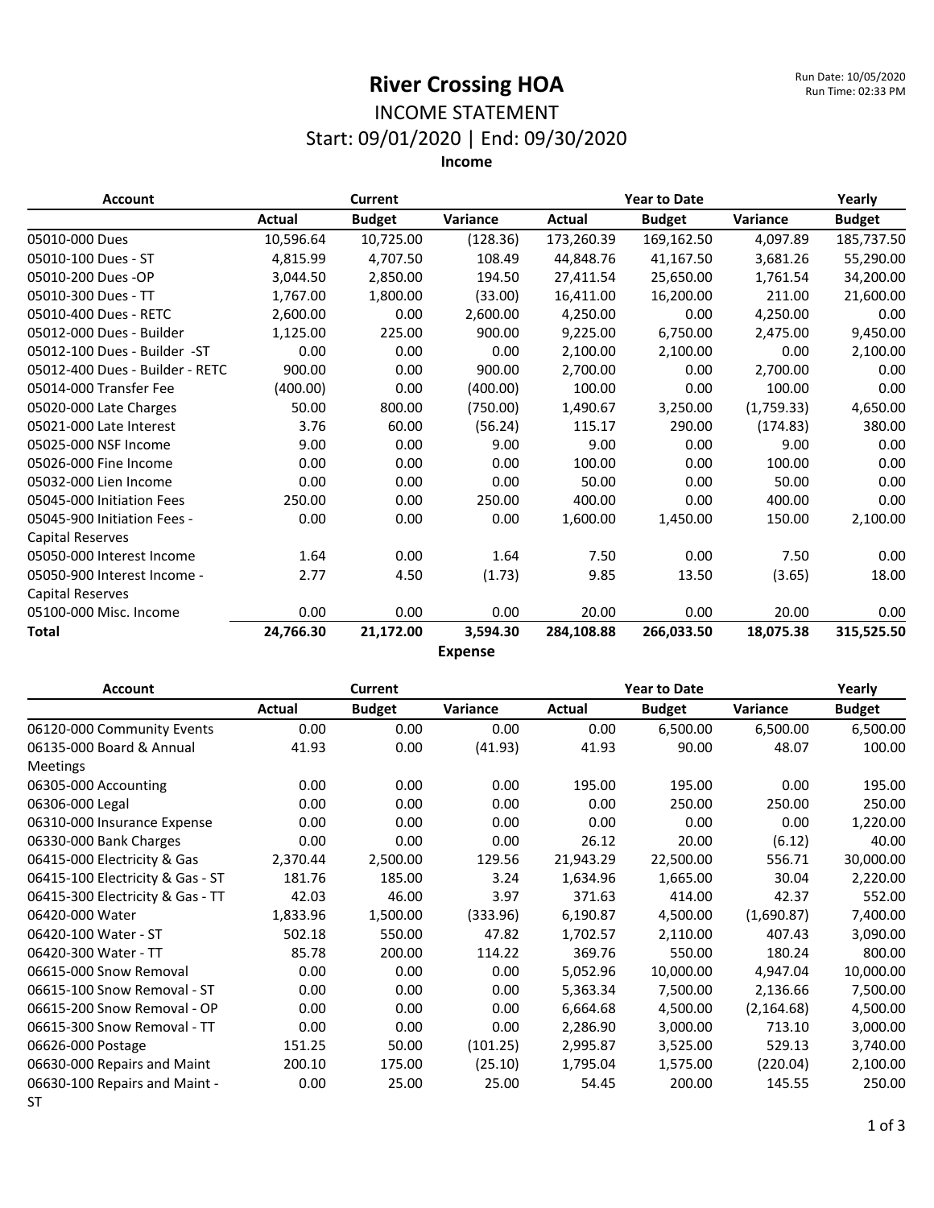# River Crossing HOA

Run Date: 10/05/2020
Run Time: 02:33 PM

## INCOME STATEMENT

### Start: 09/01/2020 | End: 09/30/2020

### Income

| Account | Current | | | Year to Date | | | Yearly |
|---|---|---|---|---|---|---|---|
| | Actual | Budget | Variance | Actual | Budget | Variance | Budget |
| 05010-000 Dues | 10,596.64 | 10,725.00 | (128.36) | 173,260.39 | 169,162.50 | 4,097.89 | 185,737.50 |
| 05010-100 Dues - ST | 4,815.99 | 4,707.50 | 108.49 | 44,848.76 | 41,167.50 | 3,681.26 | 55,290.00 |
| 05010-200 Dues -OP | 3,044.50 | 2,850.00 | 194.50 | 27,411.54 | 25,650.00 | 1,761.54 | 34,200.00 |
| 05010-300 Dues - TT | 1,767.00 | 1,800.00 | (33.00) | 16,411.00 | 16,200.00 | 211.00 | 21,600.00 |
| 05010-400 Dues - RETC | 2,600.00 | 0.00 | 2,600.00 | 4,250.00 | 0.00 | 4,250.00 | 0.00 |
| 05012-000 Dues - Builder | 1,125.00 | 225.00 | 900.00 | 9,225.00 | 6,750.00 | 2,475.00 | 9,450.00 |
| 05012-100 Dues - Builder -ST | 0.00 | 0.00 | 0.00 | 2,100.00 | 2,100.00 | 0.00 | 2,100.00 |
| 05012-400 Dues - Builder - RETC | 900.00 | 0.00 | 900.00 | 2,700.00 | 0.00 | 2,700.00 | 0.00 |
| 05014-000 Transfer Fee | (400.00) | 0.00 | (400.00) | 100.00 | 0.00 | 100.00 | 0.00 |
| 05020-000 Late Charges | 50.00 | 800.00 | (750.00) | 1,490.67 | 3,250.00 | (1,759.33) | 4,650.00 |
| 05021-000 Late Interest | 3.76 | 60.00 | (56.24) | 115.17 | 290.00 | (174.83) | 380.00 |
| 05025-000 NSF Income | 9.00 | 0.00 | 9.00 | 9.00 | 0.00 | 9.00 | 0.00 |
| 05026-000 Fine Income | 0.00 | 0.00 | 0.00 | 100.00 | 0.00 | 100.00 | 0.00 |
| 05032-000 Lien Income | 0.00 | 0.00 | 0.00 | 50.00 | 0.00 | 50.00 | 0.00 |
| 05045-000 Initiation Fees | 250.00 | 0.00 | 250.00 | 400.00 | 0.00 | 400.00 | 0.00 |
| 05045-900 Initiation Fees - Capital Reserves | 0.00 | 0.00 | 0.00 | 1,600.00 | 1,450.00 | 150.00 | 2,100.00 |
| 05050-000 Interest Income | 1.64 | 0.00 | 1.64 | 7.50 | 0.00 | 7.50 | 0.00 |
| 05050-900 Interest Income - Capital Reserves | 2.77 | 4.50 | (1.73) | 9.85 | 13.50 | (3.65) | 18.00 |
| 05100-000 Misc. Income | 0.00 | 0.00 | 0.00 | 20.00 | 0.00 | 20.00 | 0.00 |
| **Total** | **24,766.30** | **21,172.00** | **3,594.30** | **284,108.88** | **266,033.50** | **18,075.38** | **315,525.50** |

### Expense

| Account | Current | | | Year to Date | | | Yearly |
|---|---|---|---|---|---|---|---|
| | Actual | Budget | Variance | Actual | Budget | Variance | Budget |
| 06120-000 Community Events | 0.00 | 0.00 | 0.00 | 0.00 | 6,500.00 | 6,500.00 | 6,500.00 |
| 06135-000 Board & Annual Meetings | 41.93 | 0.00 | (41.93) | 41.93 | 90.00 | 48.07 | 100.00 |
| 06305-000 Accounting | 0.00 | 0.00 | 0.00 | 195.00 | 195.00 | 0.00 | 195.00 |
| 06306-000 Legal | 0.00 | 0.00 | 0.00 | 0.00 | 250.00 | 250.00 | 250.00 |
| 06310-000 Insurance Expense | 0.00 | 0.00 | 0.00 | 0.00 | 0.00 | 0.00 | 1,220.00 |
| 06330-000 Bank Charges | 0.00 | 0.00 | 0.00 | 26.12 | 20.00 | (6.12) | 40.00 |
| 06415-000 Electricity & Gas | 2,370.44 | 2,500.00 | 129.56 | 21,943.29 | 22,500.00 | 556.71 | 30,000.00 |
| 06415-100 Electricity & Gas - ST | 181.76 | 185.00 | 3.24 | 1,634.96 | 1,665.00 | 30.04 | 2,220.00 |
| 06415-300 Electricity & Gas - TT | 42.03 | 46.00 | 3.97 | 371.63 | 414.00 | 42.37 | 552.00 |
| 06420-000 Water | 1,833.96 | 1,500.00 | (333.96) | 6,190.87 | 4,500.00 | (1,690.87) | 7,400.00 |
| 06420-100 Water - ST | 502.18 | 550.00 | 47.82 | 1,702.57 | 2,110.00 | 407.43 | 3,090.00 |
| 06420-300 Water - TT | 85.78 | 200.00 | 114.22 | 369.76 | 550.00 | 180.24 | 800.00 |
| 06615-000 Snow Removal | 0.00 | 0.00 | 0.00 | 5,052.96 | 10,000.00 | 4,947.04 | 10,000.00 |
| 06615-100 Snow Removal - ST | 0.00 | 0.00 | 0.00 | 5,363.34 | 7,500.00 | 2,136.66 | 7,500.00 |
| 06615-200 Snow Removal - OP | 0.00 | 0.00 | 0.00 | 6,664.68 | 4,500.00 | (2,164.68) | 4,500.00 |
| 06615-300 Snow Removal - TT | 0.00 | 0.00 | 0.00 | 2,286.90 | 3,000.00 | 713.10 | 3,000.00 |
| 06626-000 Postage | 151.25 | 50.00 | (101.25) | 2,995.87 | 3,525.00 | 529.13 | 3,740.00 |
| 06630-000 Repairs and Maint | 200.10 | 175.00 | (25.10) | 1,795.04 | 1,575.00 | (220.04) | 2,100.00 |
| 06630-100 Repairs and Maint - ST | 0.00 | 25.00 | 25.00 | 54.45 | 200.00 | 145.55 | 250.00 |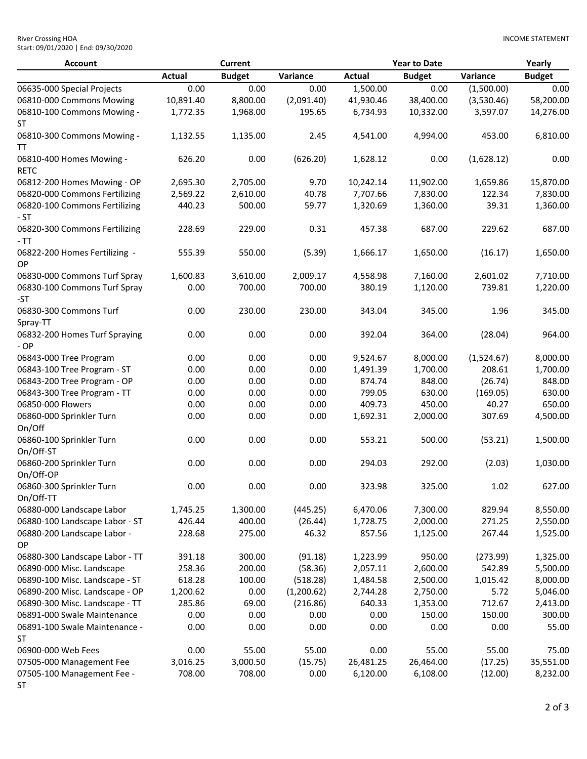River Crossing HOA
Start: 09/01/2020 | End: 09/30/2020

INCOME STATEMENT

| Account | Current | | | Year to Date | | | Yearly |
|---|---|---|---|---|---|---|---|
| | Actual | Budget | Variance | Actual | Budget | Variance | Budget |
| 06635-000 Special Projects | 0.00 | 0.00 | 0.00 | 1,500.00 | 0.00 | (1,500.00) | 0.00 |
| 06810-000 Commons Mowing | 10,891.40 | 8,800.00 | (2,091.40) | 41,930.46 | 38,400.00 | (3,530.46) | 58,200.00 |
| 06810-100 Commons Mowing - ST | 1,772.35 | 1,968.00 | 195.65 | 6,734.93 | 10,332.00 | 3,597.07 | 14,276.00 |
| 06810-300 Commons Mowing - TT | 1,132.55 | 1,135.00 | 2.45 | 4,541.00 | 4,994.00 | 453.00 | 6,810.00 |
| 06810-400 Homes Mowing - RETC | 626.20 | 0.00 | (626.20) | 1,628.12 | 0.00 | (1,628.12) | 0.00 |
| 06812-200 Homes Mowing - OP | 2,695.30 | 2,705.00 | 9.70 | 10,242.14 | 11,902.00 | 1,659.86 | 15,870.00 |
| 06820-000 Commons Fertilizing | 2,569.22 | 2,610.00 | 40.78 | 7,707.66 | 7,830.00 | 122.34 | 7,830.00 |
| 06820-100 Commons Fertilizing - ST | 440.23 | 500.00 | 59.77 | 1,320.69 | 1,360.00 | 39.31 | 1,360.00 |
| 06820-300 Commons Fertilizing - TT | 228.69 | 229.00 | 0.31 | 457.38 | 687.00 | 229.62 | 687.00 |
| 06822-200 Homes Fertilizing - OP | 555.39 | 550.00 | (5.39) | 1,666.17 | 1,650.00 | (16.17) | 1,650.00 |
| 06830-000 Commons Turf Spray | 1,600.83 | 3,610.00 | 2,009.17 | 4,558.98 | 7,160.00 | 2,601.02 | 7,710.00 |
| 06830-100 Commons Turf Spray -ST | 0.00 | 700.00 | 700.00 | 380.19 | 1,120.00 | 739.81 | 1,220.00 |
| 06830-300 Commons Turf Spray-TT | 0.00 | 230.00 | 230.00 | 343.04 | 345.00 | 1.96 | 345.00 |
| 06832-200 Homes Turf Spraying - OP | 0.00 | 0.00 | 0.00 | 392.04 | 364.00 | (28.04) | 964.00 |
| 06843-000 Tree Program | 0.00 | 0.00 | 0.00 | 9,524.67 | 8,000.00 | (1,524.67) | 8,000.00 |
| 06843-100 Tree Program - ST | 0.00 | 0.00 | 0.00 | 1,491.39 | 1,700.00 | 208.61 | 1,700.00 |
| 06843-200 Tree Program - OP | 0.00 | 0.00 | 0.00 | 874.74 | 848.00 | (26.74) | 848.00 |
| 06843-300 Tree Program - TT | 0.00 | 0.00 | 0.00 | 799.05 | 630.00 | (169.05) | 630.00 |
| 06850-000 Flowers | 0.00 | 0.00 | 0.00 | 409.73 | 450.00 | 40.27 | 650.00 |
| 06860-000 Sprinkler Turn On/Off | 0.00 | 0.00 | 0.00 | 1,692.31 | 2,000.00 | 307.69 | 4,500.00 |
| 06860-100 Sprinkler Turn On/Off-ST | 0.00 | 0.00 | 0.00 | 553.21 | 500.00 | (53.21) | 1,500.00 |
| 06860-200 Sprinkler Turn On/Off-OP | 0.00 | 0.00 | 0.00 | 294.03 | 292.00 | (2.03) | 1,030.00 |
| 06860-300 Sprinkler Turn On/Off-TT | 0.00 | 0.00 | 0.00 | 323.98 | 325.00 | 1.02 | 627.00 |
| 06880-000 Landscape Labor | 1,745.25 | 1,300.00 | (445.25) | 6,470.06 | 7,300.00 | 829.94 | 8,550.00 |
| 06880-100 Landscape Labor - ST | 426.44 | 400.00 | (26.44) | 1,728.75 | 2,000.00 | 271.25 | 2,550.00 |
| 06880-200 Landscape Labor - OP | 228.68 | 275.00 | 46.32 | 857.56 | 1,125.00 | 267.44 | 1,525.00 |
| 06880-300 Landscape Labor - TT | 391.18 | 300.00 | (91.18) | 1,223.99 | 950.00 | (273.99) | 1,325.00 |
| 06890-000 Misc. Landscape | 258.36 | 200.00 | (58.36) | 2,057.11 | 2,600.00 | 542.89 | 5,500.00 |
| 06890-100 Misc. Landscape - ST | 618.28 | 100.00 | (518.28) | 1,484.58 | 2,500.00 | 1,015.42 | 8,000.00 |
| 06890-200 Misc. Landscape - OP | 1,200.62 | 0.00 | (1,200.62) | 2,744.28 | 2,750.00 | 5.72 | 5,046.00 |
| 06890-300 Misc. Landscape - TT | 285.86 | 69.00 | (216.86) | 640.33 | 1,353.00 | 712.67 | 2,413.00 |
| 06891-000 Swale Maintenance | 0.00 | 0.00 | 0.00 | 0.00 | 150.00 | 150.00 | 300.00 |
| 06891-100 Swale Maintenance - ST | 0.00 | 0.00 | 0.00 | 0.00 | 0.00 | 0.00 | 55.00 |
| 06900-000 Web Fees | 0.00 | 55.00 | 55.00 | 0.00 | 55.00 | 55.00 | 75.00 |
| 07505-000 Management Fee | 3,016.25 | 3,000.50 | (15.75) | 26,481.25 | 26,464.00 | (17.25) | 35,551.00 |
| 07505-100 Management Fee - ST | 708.00 | 708.00 | 0.00 | 6,120.00 | 6,108.00 | (12.00) | 8,232.00 |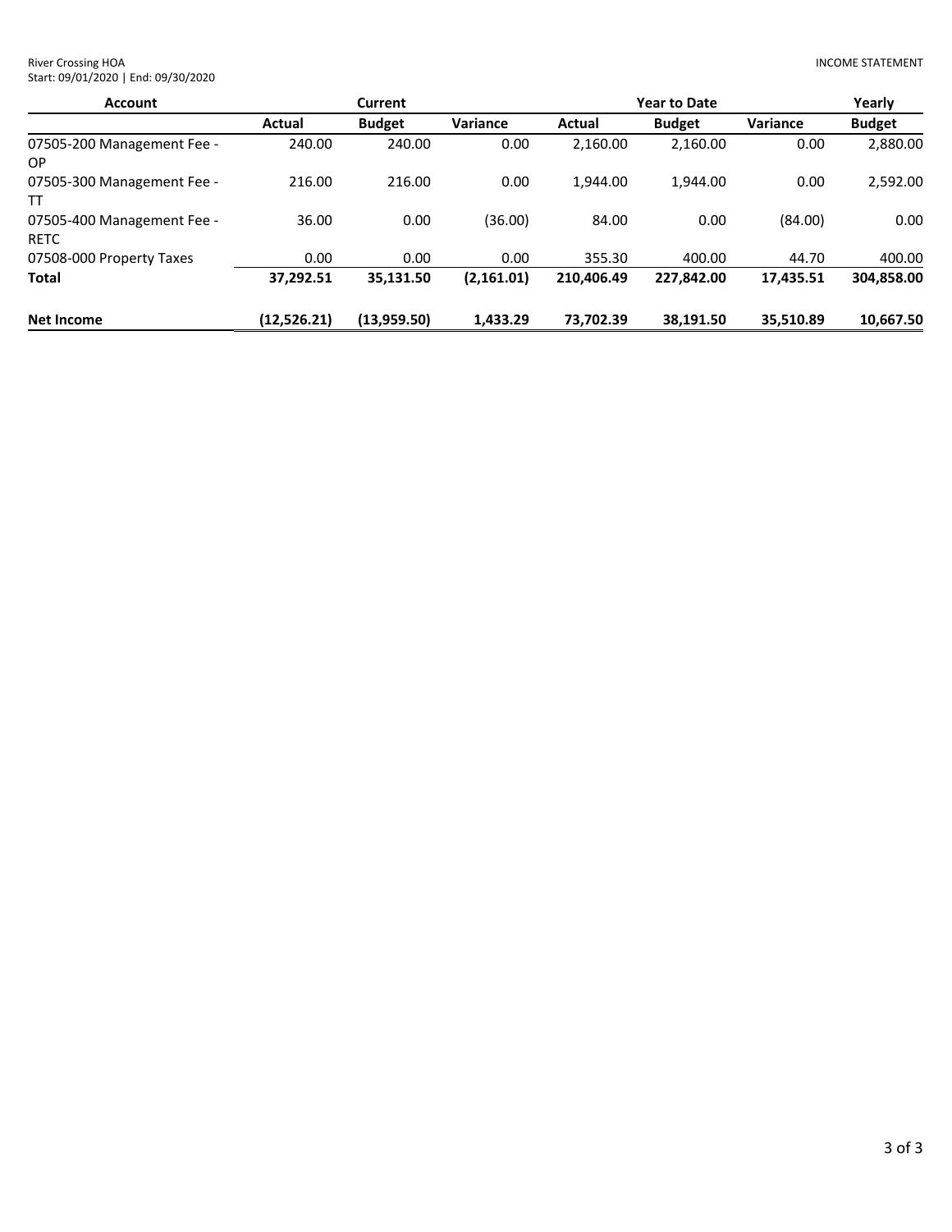River Crossing HOA
Start: 09/01/2020 | End: 09/30/2020

INCOME STATEMENT

| Account | Current | | | Year to Date | | | Yearly |
|---|---|---|---|---|---|---|---|
| | Actual | Budget | Variance | Actual | Budget | Variance | Budget |
| 07505-200 Management Fee - OP | 240.00 | 240.00 | 0.00 | 2,160.00 | 2,160.00 | 0.00 | 2,880.00 |
| 07505-300 Management Fee - TT | 216.00 | 216.00 | 0.00 | 1,944.00 | 1,944.00 | 0.00 | 2,592.00 |
| 07505-400 Management Fee - RETC | 36.00 | 0.00 | (36.00) | 84.00 | 0.00 | (84.00) | 0.00 |
| 07508-000 Property Taxes | 0.00 | 0.00 | 0.00 | 355.30 | 400.00 | 44.70 | 400.00 |
| **Total** | **37,292.51** | **35,131.50** | **(2,161.01)** | **210,406.49** | **227,842.00** | **17,435.51** | **304,858.00** |
| **Net Income** | **(12,526.21)** | **(13,959.50)** | **1,433.29** | **73,702.39** | **38,191.50** | **35,510.89** | **10,667.50** |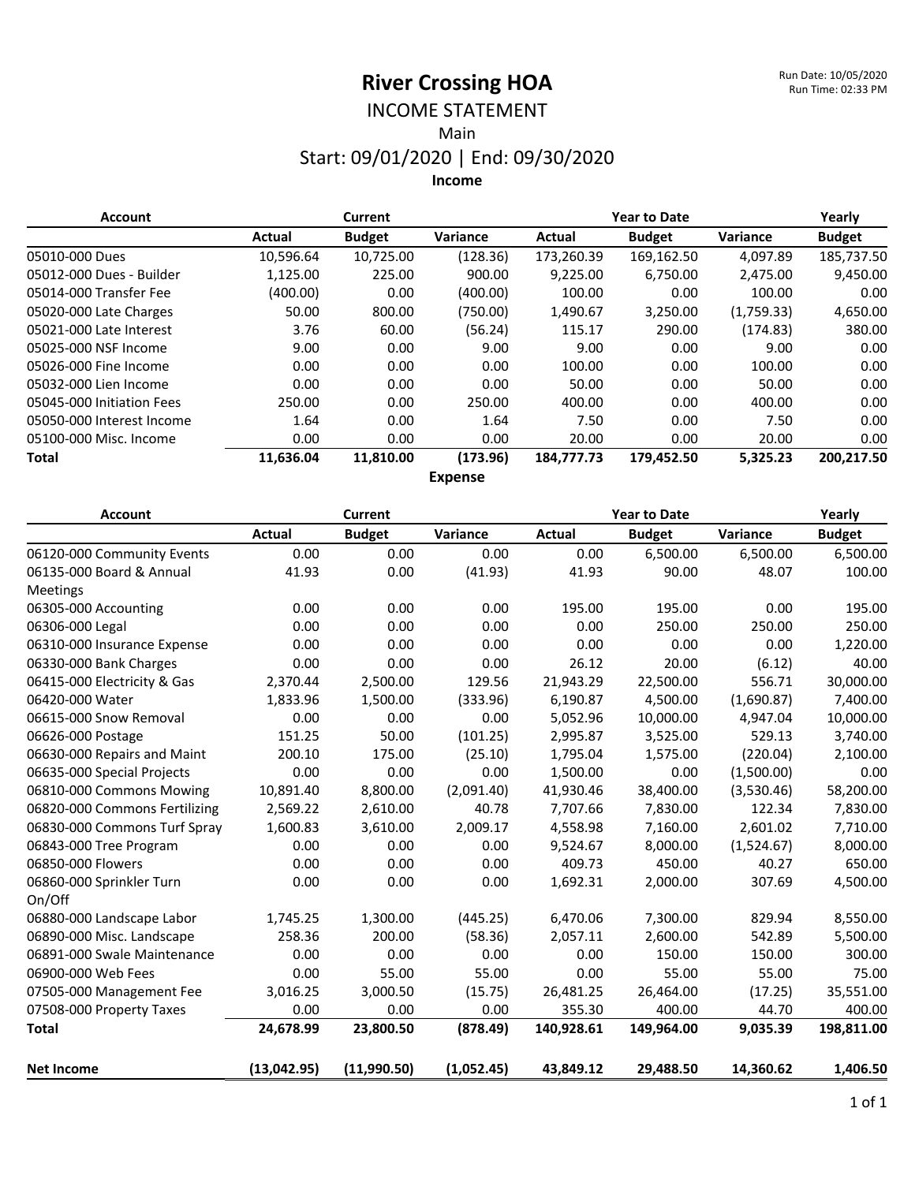# River Crossing HOA

Run Date: 10/05/2020
Run Time: 02:33 PM

## INCOME STATEMENT

Main

Start: 09/01/2020 | End: 09/30/2020

### Income

| Account | Current | | | Year to Date | | | Yearly |
|---|---|---|---|---|---|---|---|
| | Actual | Budget | Variance | Actual | Budget | Variance | Budget |
| 05010-000 Dues | 10,596.64 | 10,725.00 | (128.36) | 173,260.39 | 169,162.50 | 4,097.89 | 185,737.50 |
| 05012-000 Dues - Builder | 1,125.00 | 225.00 | 900.00 | 9,225.00 | 6,750.00 | 2,475.00 | 9,450.00 |
| 05014-000 Transfer Fee | (400.00) | 0.00 | (400.00) | 100.00 | 0.00 | 100.00 | 0.00 |
| 05020-000 Late Charges | 50.00 | 800.00 | (750.00) | 1,490.67 | 3,250.00 | (1,759.33) | 4,650.00 |
| 05021-000 Late Interest | 3.76 | 60.00 | (56.24) | 115.17 | 290.00 | (174.83) | 380.00 |
| 05025-000 NSF Income | 9.00 | 0.00 | 9.00 | 9.00 | 0.00 | 9.00 | 0.00 |
| 05026-000 Fine Income | 0.00 | 0.00 | 0.00 | 100.00 | 0.00 | 100.00 | 0.00 |
| 05032-000 Lien Income | 0.00 | 0.00 | 0.00 | 50.00 | 0.00 | 50.00 | 0.00 |
| 05045-000 Initiation Fees | 250.00 | 0.00 | 250.00 | 400.00 | 0.00 | 400.00 | 0.00 |
| 05050-000 Interest Income | 1.64 | 0.00 | 1.64 | 7.50 | 0.00 | 7.50 | 0.00 |
| 05100-000 Misc. Income | 0.00 | 0.00 | 0.00 | 20.00 | 0.00 | 20.00 | 0.00 |
| **Total** | **11,636.04** | **11,810.00** | **(173.96)** | **184,777.73** | **179,452.50** | **5,325.23** | **200,217.50** |

### Expense

| Account | Current | | | Year to Date | | | Yearly |
|---|---|---|---|---|---|---|---|
| | Actual | Budget | Variance | Actual | Budget | Variance | Budget |
| 06120-000 Community Events | 0.00 | 0.00 | 0.00 | 0.00 | 6,500.00 | 6,500.00 | 6,500.00 |
| 06135-000 Board & Annual Meetings | 41.93 | 0.00 | (41.93) | 41.93 | 90.00 | 48.07 | 100.00 |
| 06305-000 Accounting | 0.00 | 0.00 | 0.00 | 195.00 | 195.00 | 0.00 | 195.00 |
| 06306-000 Legal | 0.00 | 0.00 | 0.00 | 0.00 | 250.00 | 250.00 | 250.00 |
| 06310-000 Insurance Expense | 0.00 | 0.00 | 0.00 | 0.00 | 0.00 | 0.00 | 1,220.00 |
| 06330-000 Bank Charges | 0.00 | 0.00 | 0.00 | 26.12 | 20.00 | (6.12) | 40.00 |
| 06415-000 Electricity & Gas | 2,370.44 | 2,500.00 | 129.56 | 21,943.29 | 22,500.00 | 556.71 | 30,000.00 |
| 06420-000 Water | 1,833.96 | 1,500.00 | (333.96) | 6,190.87 | 4,500.00 | (1,690.87) | 7,400.00 |
| 06615-000 Snow Removal | 0.00 | 0.00 | 0.00 | 5,052.96 | 10,000.00 | 4,947.04 | 10,000.00 |
| 06626-000 Postage | 151.25 | 50.00 | (101.25) | 2,995.87 | 3,525.00 | 529.13 | 3,740.00 |
| 06630-000 Repairs and Maint | 200.10 | 175.00 | (25.10) | 1,795.04 | 1,575.00 | (220.04) | 2,100.00 |
| 06635-000 Special Projects | 0.00 | 0.00 | 0.00 | 1,500.00 | 0.00 | (1,500.00) | 0.00 |
| 06810-000 Commons Mowing | 10,891.40 | 8,800.00 | (2,091.40) | 41,930.46 | 38,400.00 | (3,530.46) | 58,200.00 |
| 06820-000 Commons Fertilizing | 2,569.22 | 2,610.00 | 40.78 | 7,707.66 | 7,830.00 | 122.34 | 7,830.00 |
| 06830-000 Commons Turf Spray | 1,600.83 | 3,610.00 | 2,009.17 | 4,558.98 | 7,160.00 | 2,601.02 | 7,710.00 |
| 06843-000 Tree Program | 0.00 | 0.00 | 0.00 | 9,524.67 | 8,000.00 | (1,524.67) | 8,000.00 |
| 06850-000 Flowers | 0.00 | 0.00 | 0.00 | 409.73 | 450.00 | 40.27 | 650.00 |
| 06860-000 Sprinkler Turn On/Off | 0.00 | 0.00 | 0.00 | 1,692.31 | 2,000.00 | 307.69 | 4,500.00 |
| 06880-000 Landscape Labor | 1,745.25 | 1,300.00 | (445.25) | 6,470.06 | 7,300.00 | 829.94 | 8,550.00 |
| 06890-000 Misc. Landscape | 258.36 | 200.00 | (58.36) | 2,057.11 | 2,600.00 | 542.89 | 5,500.00 |
| 06891-000 Swale Maintenance | 0.00 | 0.00 | 0.00 | 0.00 | 150.00 | 150.00 | 300.00 |
| 06900-000 Web Fees | 0.00 | 55.00 | 55.00 | 0.00 | 55.00 | 55.00 | 75.00 |
| 07505-000 Management Fee | 3,016.25 | 3,000.50 | (15.75) | 26,481.25 | 26,464.00 | (17.25) | 35,551.00 |
| 07508-000 Property Taxes | 0.00 | 0.00 | 0.00 | 355.30 | 400.00 | 44.70 | 400.00 |
| **Total** | **24,678.99** | **23,800.50** | **(878.49)** | **140,928.61** | **149,964.00** | **9,035.39** | **198,811.00** |
| | | | | | | | |
| **Net Income** | **(13,042.95)** | **(11,990.50)** | **(1,052.45)** | **43,849.12** | **29,488.50** | **14,360.62** | **1,406.50** |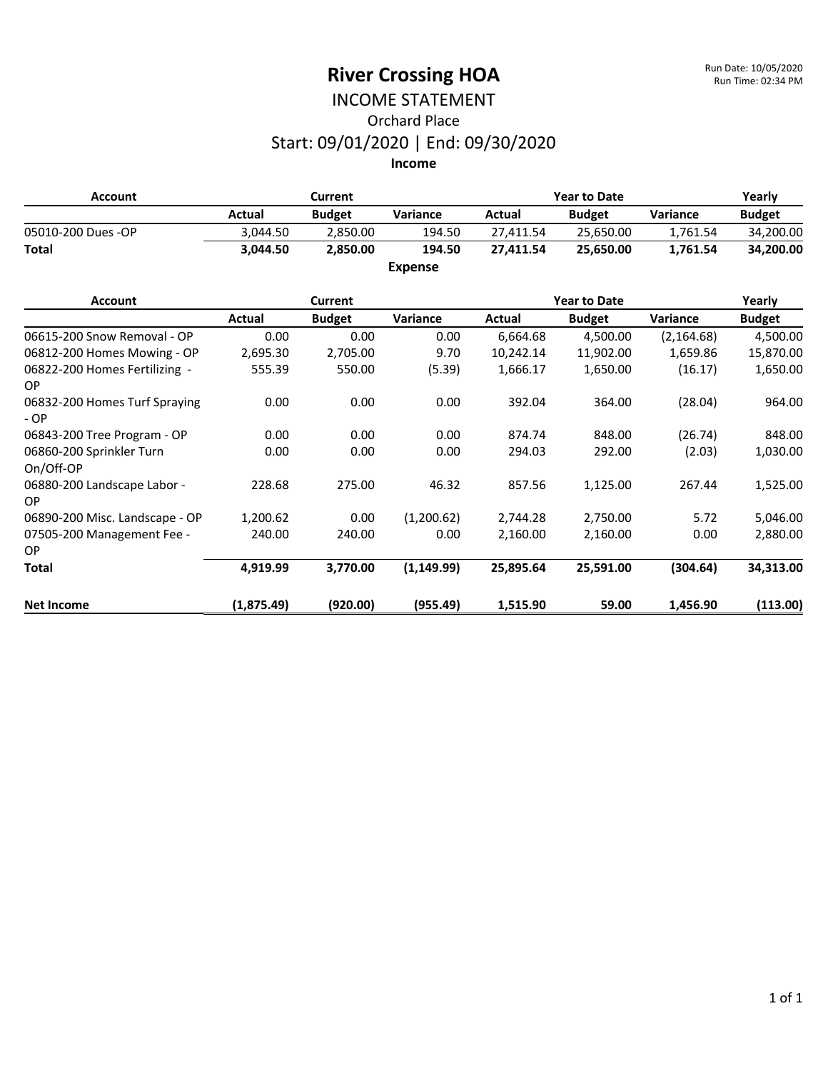# River Crossing HOA

Run Date: 10/05/2020
Run Time: 02:34 PM

## INCOME STATEMENT

### Orchard Place

### Start: 09/01/2020 | End: 09/30/2020

**Income**

| Account | Current | | | Year to Date | | | Yearly |
|---|---|---|---|---|---|---|---|
| | **Actual** | **Budget** | **Variance** | **Actual** | **Budget** | **Variance** | **Budget** |
| 05010-200 Dues -OP | 3,044.50 | 2,850.00 | 194.50 | 27,411.54 | 25,650.00 | 1,761.54 | 34,200.00 |
| **Total** | **3,044.50** | **2,850.00** | **194.50** | **27,411.54** | **25,650.00** | **1,761.54** | **34,200.00** |

**Expense**

| Account | Current | | | Year to Date | | | Yearly |
|---|---|---|---|---|---|---|---|
| | **Actual** | **Budget** | **Variance** | **Actual** | **Budget** | **Variance** | **Budget** |
| 06615-200 Snow Removal - OP | 0.00 | 0.00 | 0.00 | 6,664.68 | 4,500.00 | (2,164.68) | 4,500.00 |
| 06812-200 Homes Mowing - OP | 2,695.30 | 2,705.00 | 9.70 | 10,242.14 | 11,902.00 | 1,659.86 | 15,870.00 |
| 06822-200 Homes Fertilizing - OP | 555.39 | 550.00 | (5.39) | 1,666.17 | 1,650.00 | (16.17) | 1,650.00 |
| 06832-200 Homes Turf Spraying - OP | 0.00 | 0.00 | 0.00 | 392.04 | 364.00 | (28.04) | 964.00 |
| 06843-200 Tree Program - OP | 0.00 | 0.00 | 0.00 | 874.74 | 848.00 | (26.74) | 848.00 |
| 06860-200 Sprinkler Turn On/Off-OP | 0.00 | 0.00 | 0.00 | 294.03 | 292.00 | (2.03) | 1,030.00 |
| 06880-200 Landscape Labor - OP | 228.68 | 275.00 | 46.32 | 857.56 | 1,125.00 | 267.44 | 1,525.00 |
| 06890-200 Misc. Landscape - OP | 1,200.62 | 0.00 | (1,200.62) | 2,744.28 | 2,750.00 | 5.72 | 5,046.00 |
| 07505-200 Management Fee - OP | 240.00 | 240.00 | 0.00 | 2,160.00 | 2,160.00 | 0.00 | 2,880.00 |
| **Total** | **4,919.99** | **3,770.00** | **(1,149.99)** | **25,895.64** | **25,591.00** | **(304.64)** | **34,313.00** |
| | | | | | | | |
| **Net Income** | **(1,875.49)** | **(920.00)** | **(955.49)** | **1,515.90** | **59.00** | **1,456.90** | **(113.00)** |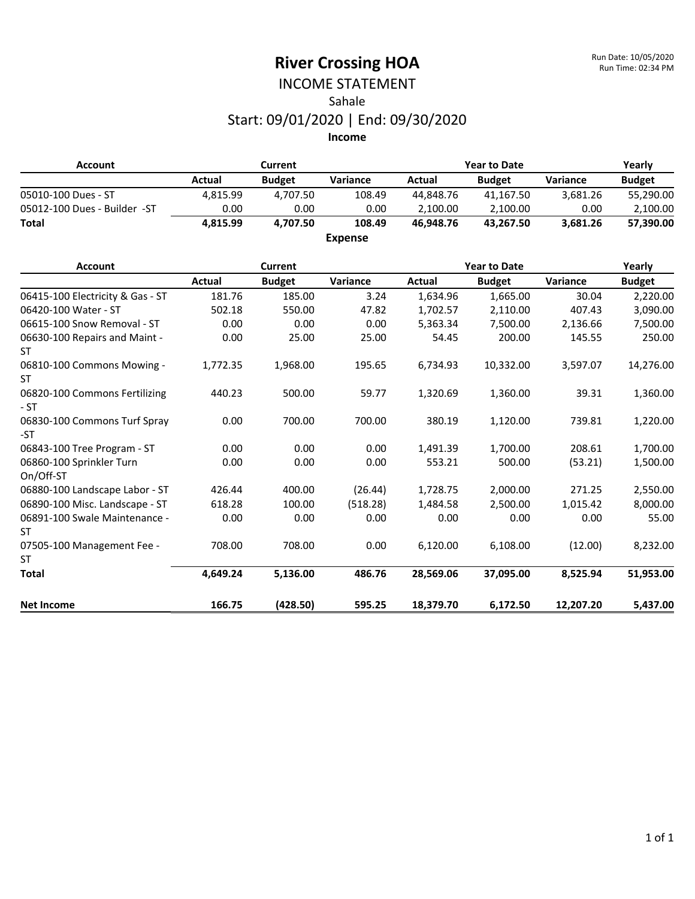# River Crossing HOA

Run Date: 10/05/2020
Run Time: 02:34 PM

## INCOME STATEMENT

Sahale

Start: 09/01/2020 | End: 09/30/2020

### Income

| Account | Current | | | Year to Date | | | Yearly |
|---|---|---|---|---|---|---|---|
| | Actual | Budget | Variance | Actual | Budget | Variance | Budget |
| 05010-100 Dues - ST | 4,815.99 | 4,707.50 | 108.49 | 44,848.76 | 41,167.50 | 3,681.26 | 55,290.00 |
| 05012-100 Dues - Builder -ST | 0.00 | 0.00 | 0.00 | 2,100.00 | 2,100.00 | 0.00 | 2,100.00 |
| **Total** | **4,815.99** | **4,707.50** | **108.49** | **46,948.76** | **43,267.50** | **3,681.26** | **57,390.00** |

### Expense

| Account | Current | | | Year to Date | | | Yearly |
|---|---|---|---|---|---|---|---|
| | Actual | Budget | Variance | Actual | Budget | Variance | Budget |
| 06415-100 Electricity & Gas - ST | 181.76 | 185.00 | 3.24 | 1,634.96 | 1,665.00 | 30.04 | 2,220.00 |
| 06420-100 Water - ST | 502.18 | 550.00 | 47.82 | 1,702.57 | 2,110.00 | 407.43 | 3,090.00 |
| 06615-100 Snow Removal - ST | 0.00 | 0.00 | 0.00 | 5,363.34 | 7,500.00 | 2,136.66 | 7,500.00 |
| 06630-100 Repairs and Maint - ST | 0.00 | 25.00 | 25.00 | 54.45 | 200.00 | 145.55 | 250.00 |
| 06810-100 Commons Mowing - ST | 1,772.35 | 1,968.00 | 195.65 | 6,734.93 | 10,332.00 | 3,597.07 | 14,276.00 |
| 06820-100 Commons Fertilizing - ST | 440.23 | 500.00 | 59.77 | 1,320.69 | 1,360.00 | 39.31 | 1,360.00 |
| 06830-100 Commons Turf Spray -ST | 0.00 | 700.00 | 700.00 | 380.19 | 1,120.00 | 739.81 | 1,220.00 |
| 06843-100 Tree Program - ST | 0.00 | 0.00 | 0.00 | 1,491.39 | 1,700.00 | 208.61 | 1,700.00 |
| 06860-100 Sprinkler Turn On/Off-ST | 0.00 | 0.00 | 0.00 | 553.21 | 500.00 | (53.21) | 1,500.00 |
| 06880-100 Landscape Labor - ST | 426.44 | 400.00 | (26.44) | 1,728.75 | 2,000.00 | 271.25 | 2,550.00 |
| 06890-100 Misc. Landscape - ST | 618.28 | 100.00 | (518.28) | 1,484.58 | 2,500.00 | 1,015.42 | 8,000.00 |
| 06891-100 Swale Maintenance - ST | 0.00 | 0.00 | 0.00 | 0.00 | 0.00 | 0.00 | 55.00 |
| 07505-100 Management Fee - ST | 708.00 | 708.00 | 0.00 | 6,120.00 | 6,108.00 | (12.00) | 8,232.00 |
| **Total** | **4,649.24** | **5,136.00** | **486.76** | **28,569.06** | **37,095.00** | **8,525.94** | **51,953.00** |
| **Net Income** | **166.75** | **(428.50)** | **595.25** | **18,379.70** | **6,172.50** | **12,207.20** | **5,437.00** |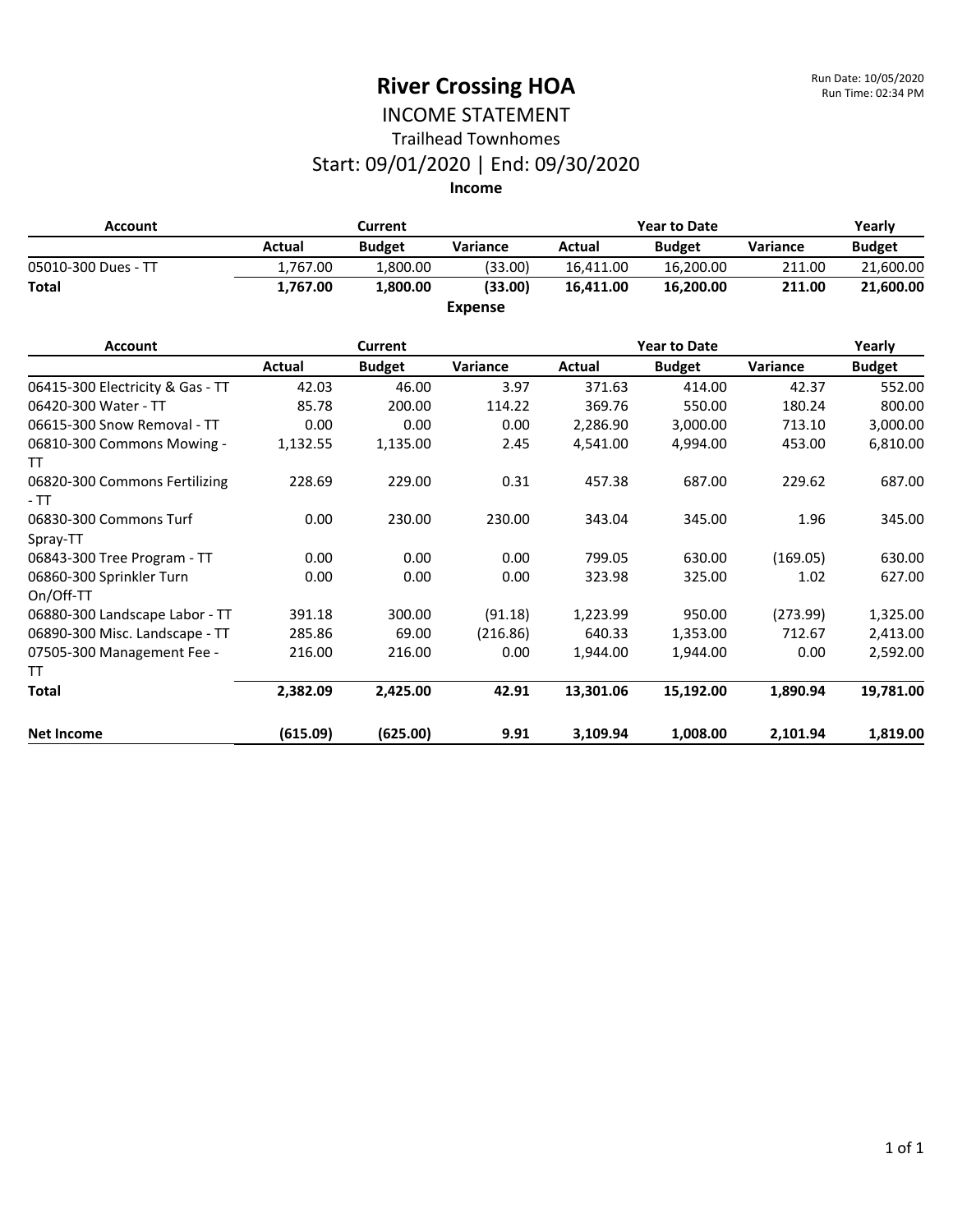Run Date: 10/05/2020
Run Time: 02:34 PM

# River Crossing HOA

## INCOME STATEMENT

### Trailhead Townhomes

### Start: 09/01/2020 | End: 09/30/2020

**Income**

| Account | Current | | | Year to Date | | | Yearly |
|---|---|---|---|---|---|---|---|
| | **Actual** | **Budget** | **Variance** | **Actual** | **Budget** | **Variance** | **Budget** |
| 05010-300 Dues - TT | 1,767.00 | 1,800.00 | (33.00) | 16,411.00 | 16,200.00 | 211.00 | 21,600.00 |
| **Total** | **1,767.00** | **1,800.00** | **(33.00)** | **16,411.00** | **16,200.00** | **211.00** | **21,600.00** |

**Expense**

| Account | Current | | | Year to Date | | | Yearly |
|---|---|---|---|---|---|---|---|
| | **Actual** | **Budget** | **Variance** | **Actual** | **Budget** | **Variance** | **Budget** |
| 06415-300 Electricity & Gas - TT | 42.03 | 46.00 | 3.97 | 371.63 | 414.00 | 42.37 | 552.00 |
| 06420-300 Water - TT | 85.78 | 200.00 | 114.22 | 369.76 | 550.00 | 180.24 | 800.00 |
| 06615-300 Snow Removal - TT | 0.00 | 0.00 | 0.00 | 2,286.90 | 3,000.00 | 713.10 | 3,000.00 |
| 06810-300 Commons Mowing - TT | 1,132.55 | 1,135.00 | 2.45 | 4,541.00 | 4,994.00 | 453.00 | 6,810.00 |
| 06820-300 Commons Fertilizing - TT | 228.69 | 229.00 | 0.31 | 457.38 | 687.00 | 229.62 | 687.00 |
| 06830-300 Commons Turf Spray-TT | 0.00 | 230.00 | 230.00 | 343.04 | 345.00 | 1.96 | 345.00 |
| 06843-300 Tree Program - TT | 0.00 | 0.00 | 0.00 | 799.05 | 630.00 | (169.05) | 630.00 |
| 06860-300 Sprinkler Turn On/Off-TT | 0.00 | 0.00 | 0.00 | 323.98 | 325.00 | 1.02 | 627.00 |
| 06880-300 Landscape Labor - TT | 391.18 | 300.00 | (91.18) | 1,223.99 | 950.00 | (273.99) | 1,325.00 |
| 06890-300 Misc. Landscape - TT | 285.86 | 69.00 | (216.86) | 640.33 | 1,353.00 | 712.67 | 2,413.00 |
| 07505-300 Management Fee - TT | 216.00 | 216.00 | 0.00 | 1,944.00 | 1,944.00 | 0.00 | 2,592.00 |
| **Total** | **2,382.09** | **2,425.00** | **42.91** | **13,301.06** | **15,192.00** | **1,890.94** | **19,781.00** |
| **Net Income** | **(615.09)** | **(625.00)** | **9.91** | **3,109.94** | **1,008.00** | **2,101.94** | **1,819.00** |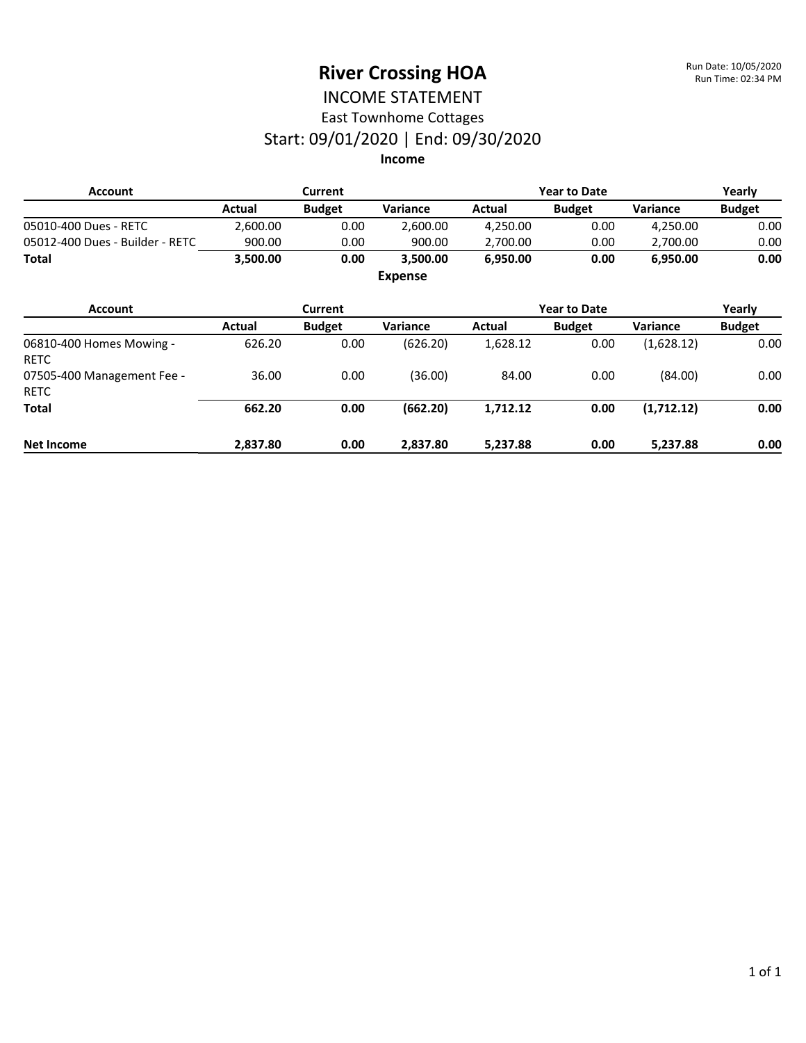# River Crossing HOA

Run Date: 10/05/2020
Run Time: 02:34 PM

## INCOME STATEMENT

### East Townhome Cottages

### Start: 09/01/2020 | End: 09/30/2020

**Income**

| Account | Current | | | Year to Date | | | Yearly |
|---|---|---|---|---|---|---|---|
| | Actual | Budget | Variance | Actual | Budget | Variance | Budget |
| 05010-400 Dues - RETC | 2,600.00 | 0.00 | 2,600.00 | 4,250.00 | 0.00 | 4,250.00 | 0.00 |
| 05012-400 Dues - Builder - RETC | 900.00 | 0.00 | 900.00 | 2,700.00 | 0.00 | 2,700.00 | 0.00 |
| **Total** | **3,500.00** | **0.00** | **3,500.00** | **6,950.00** | **0.00** | **6,950.00** | **0.00** |

**Expense**

| Account | Current | | | Year to Date | | | Yearly |
|---|---|---|---|---|---|---|---|
| | Actual | Budget | Variance | Actual | Budget | Variance | Budget |
| 06810-400 Homes Mowing - RETC | 626.20 | 0.00 | (626.20) | 1,628.12 | 0.00 | (1,628.12) | 0.00 |
| 07505-400 Management Fee - RETC | 36.00 | 0.00 | (36.00) | 84.00 | 0.00 | (84.00) | 0.00 |
| **Total** | **662.20** | **0.00** | **(662.20)** | **1,712.12** | **0.00** | **(1,712.12)** | **0.00** |
| **Net Income** | **2,837.80** | **0.00** | **2,837.80** | **5,237.88** | **0.00** | **5,237.88** | **0.00** |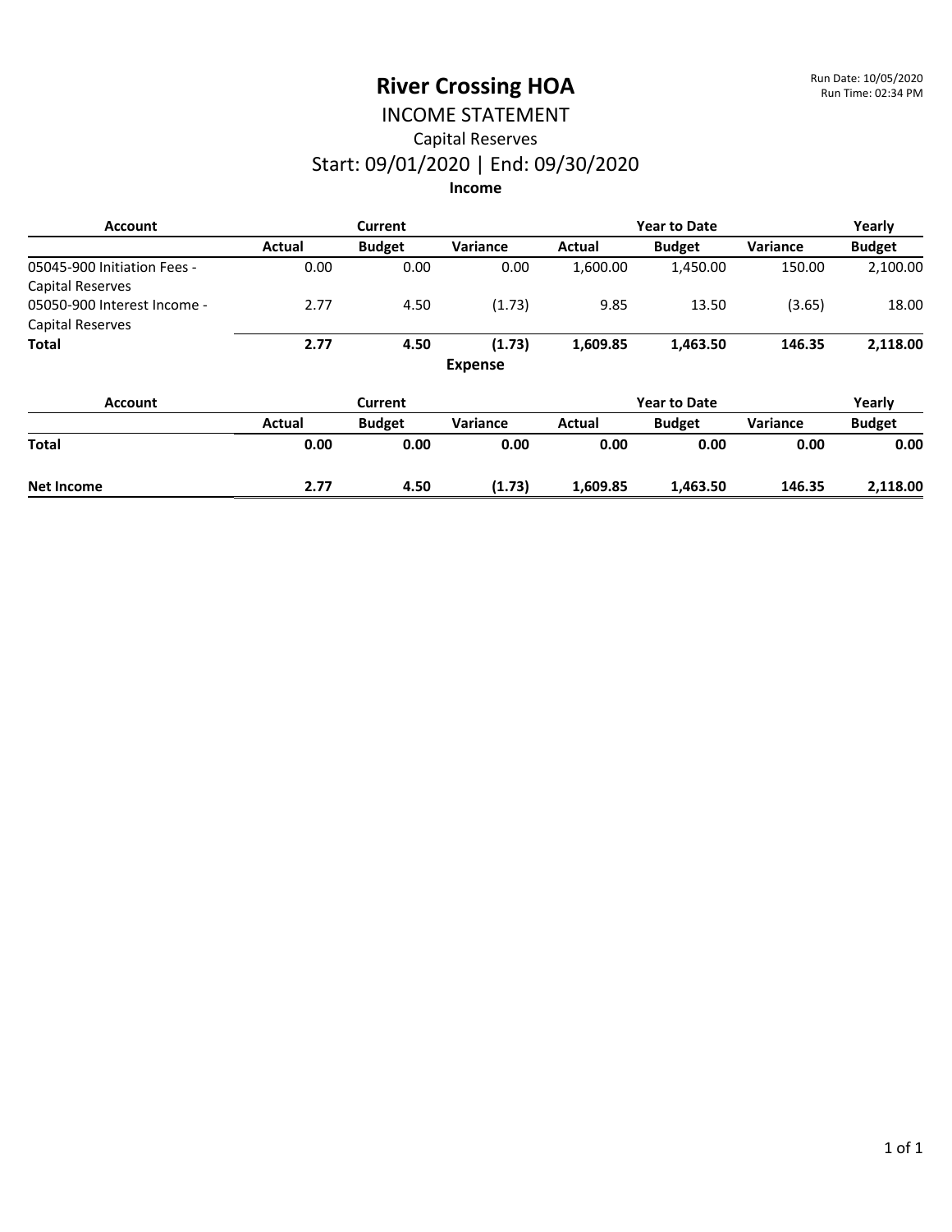# River Crossing HOA

Run Date: 10/05/2020
Run Time: 02:34 PM

## INCOME STATEMENT

### Capital Reserves

### Start: 09/01/2020 | End: 09/30/2020

**Income**

| Account | Current | | | Year to Date | | | Yearly |
|---|---|---|---|---|---|---|---|
| | Actual | Budget | Variance | Actual | Budget | Variance | Budget |
| 05045-900 Initiation Fees - Capital Reserves | 0.00 | 0.00 | 0.00 | 1,600.00 | 1,450.00 | 150.00 | 2,100.00 |
| 05050-900 Interest Income - Capital Reserves | 2.77 | 4.50 | (1.73) | 9.85 | 13.50 | (3.65) | 18.00 |
| **Total** | **2.77** | **4.50** | **(1.73)** | **1,609.85** | **1,463.50** | **146.35** | **2,118.00** |

**Expense**

| Account | Current | | | Year to Date | | | Yearly |
|---|---|---|---|---|---|---|---|
| | Actual | Budget | Variance | Actual | Budget | Variance | Budget |
| **Total** | **0.00** | **0.00** | **0.00** | **0.00** | **0.00** | **0.00** | **0.00** |
| **Net Income** | **2.77** | **4.50** | **(1.73)** | **1,609.85** | **1,463.50** | **146.35** | **2,118.00** |